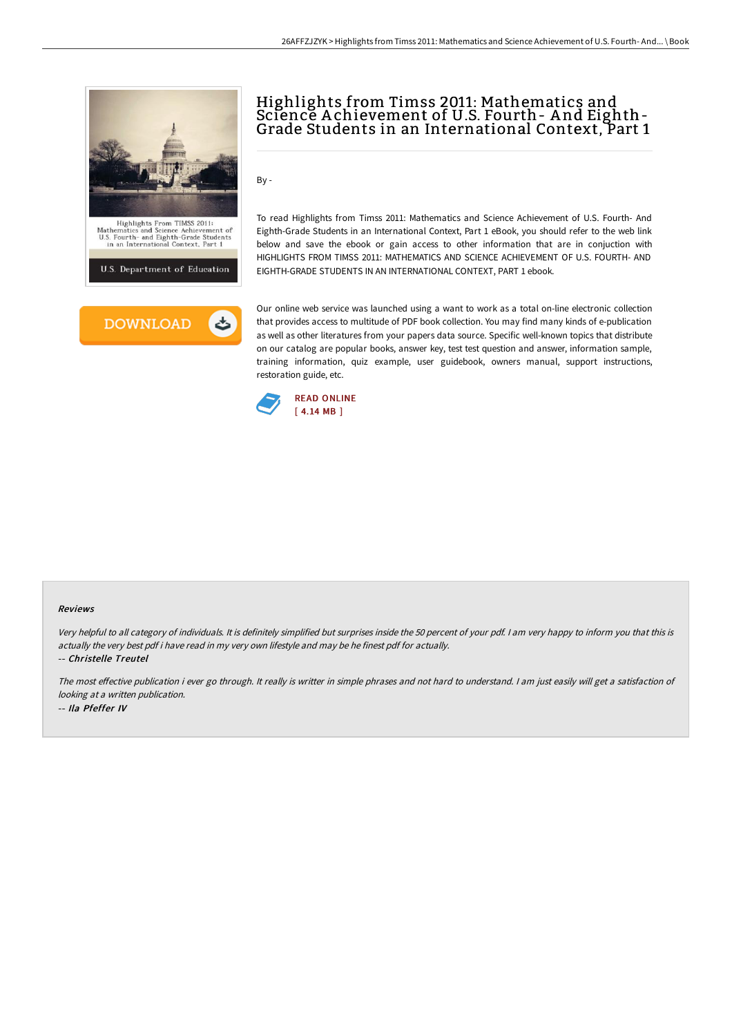# Highlights from Timss 2011: Mathematics and Science Achievement of U.S. Fourth- And Eighth-Grade Students in an International Context, Part 1

By -

To read Highlights from Timss 2011: Mathematics and Science Achievement of U.S. Fourth- And Eighth-Grade Students in an International Context, Part 1 eBook, you should refer to the web link below and save the ebook or gain access to other information that are in conjuction with HIGHLIGHTS FROM TIMSS 2011: MATHEMATICS AND SCIENCE ACHIEVEMENT OF U.S. FOURTH- AND EIGHTH-GRADE STUDENTS IN AN INTERNATIONAL CONTEXT, PART 1 ebook.

Our online web service was launched using a want to work as a total on-line electronic collection that provides access to multitude of PDF book collection. You may find many kinds of e-publication as well as other literatures from your papers data source. Specific well-known topics that distribute on our catalog are popular books, answer key, test test question and answer, information sample, training information, quiz example, user guidebook, owners manual, support instructions, restoration guide, etc.

READ ONLINE
[ 4.14 MB ]

### Reviews

*Very helpful to all category of individuals. It is definitely simplified but surprises inside the 50 percent of your pdf. I am very happy to inform you that this is actually the very best pdf i have read in my very own lifestyle and may be he finest pdf for actually.*

-- ***Christelle Treutel***

*The most effective publication i ever go through. It really is writter in simple phrases and not hard to understand. I am just easily will get a satisfaction of looking at a written publication.*

-- ***Ila Pfeffer IV***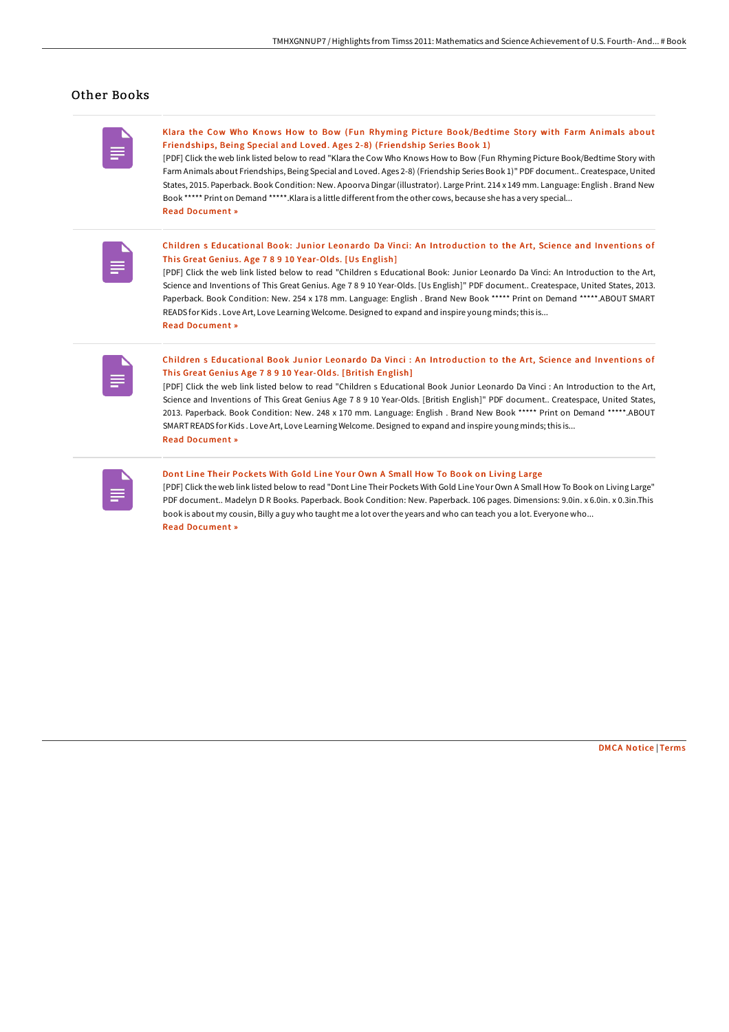## Other Books

### Klara the Cow Who Knows How to Bow (Fun Rhyming Picture Book/Bedtime Story with Farm Animals about Friendships, Being Special and Loved. Ages 2-8) (Friendship Series Book 1)

[PDF] Click the web link listed below to read "Klara the Cow Who Knows How to Bow (Fun Rhyming Picture Book/Bedtime Story with Farm Animals about Friendships, Being Special and Loved. Ages 2-8) (Friendship Series Book 1)" PDF document.. Createspace, United States, 2015. Paperback. Book Condition: New. Apoorva Dingar (illustrator). Large Print. 214 x 149 mm. Language: English . Brand New Book ***** Print on Demand *****.Klara is a little different from the other cows, because she has a very special...

Read Document »

### Children s Educational Book: Junior Leonardo Da Vinci: An Introduction to the Art, Science and Inventions of This Great Genius. Age 7 8 9 10 Year-Olds. [Us English]

[PDF] Click the web link listed below to read "Children s Educational Book: Junior Leonardo Da Vinci: An Introduction to the Art, Science and Inventions of This Great Genius. Age 7 8 9 10 Year-Olds. [Us English]" PDF document.. Createspace, United States, 2013. Paperback. Book Condition: New. 254 x 178 mm. Language: English . Brand New Book ***** Print on Demand *****.ABOUT SMART READS for Kids . Love Art, Love Learning Welcome. Designed to expand and inspire young minds; this is...

Read Document »

### Children s Educational Book Junior Leonardo Da Vinci : An Introduction to the Art, Science and Inventions of This Great Genius Age 7 8 9 10 Year-Olds. [British English]

[PDF] Click the web link listed below to read "Children s Educational Book Junior Leonardo Da Vinci : An Introduction to the Art, Science and Inventions of This Great Genius Age 7 8 9 10 Year-Olds. [British English]" PDF document.. Createspace, United States, 2013. Paperback. Book Condition: New. 248 x 170 mm. Language: English . Brand New Book ***** Print on Demand *****.ABOUT SMART READS for Kids . Love Art, Love Learning Welcome. Designed to expand and inspire young minds; this is...

Read Document »

### Dont Line Their Pockets With Gold Line Your Own A Small How To Book on Living Large

[PDF] Click the web link listed below to read "Dont Line Their Pockets With Gold Line Your Own A Small How To Book on Living Large" PDF document.. Madelyn D R Books. Paperback. Book Condition: New. Paperback. 106 pages. Dimensions: 9.0in. x 6.0in. x 0.3in.This book is about my cousin, Billy a guy who taught me a lot over the years and who can teach you a lot. Everyone who...

Read Document »